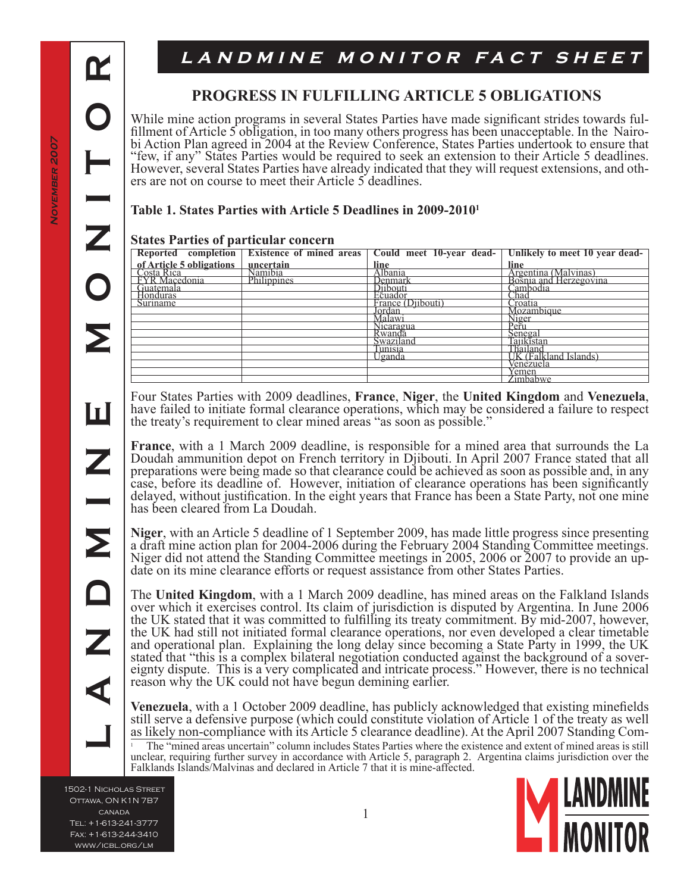# LANDMINE MONITOR FACT SHEET

## PROGRESS IN FULFILLING ARTICLE 5 OBLIGATIONS

While mine action programs in several States Parties have made significant strides towards fulfillment of Article 5 obligation, in too many others progress has been unacceptable. In the Nairobi Action Plan agreed in 2004 at the Review Conference, States Parties undertook to ensure that "few, if any" States Parties would be required to seek an extension to their Article 5 deadlines. However, several States Parties have already indicated that they will request extensions, and others are not on course to meet their Article 5 deadlines.

### Table 1. States Parties with Article 5 Deadlines in 2009-2010[1]

**States Parties of particular concern**

| Reported completion of Article 5 obligations | Existence of mined areas uncertain | Could meet 10-year deadline | Unlikely to meet 10 year deadline |
|---|---|---|---|
| Costa Rica | Namibia | Albania | Argentina (Malvinas) |
| FYR Macedonia | Philippines | Denmark | Bosnia and Herzegovina |
| Guatemala | | Djibouti | Cambodia |
| Honduras | | Ecuador | Chad |
| Suriname | | France (Djibouti) | Croatia |
| | | Jordan | Mozambique |
| | | Malawi | Niger |
| | | Nicaragua | Peru |
| | | Rwanda | Senegal |
| | | Swaziland | Tajikistan |
| | | Tunisia | Thailand |
| | | Uganda | UK (Falkland Islands) |
| | | | Venezuela |
| | | | Yemen |
| | | | Zimbabwe |

Four States Parties with 2009 deadlines, **France**, **Niger**, the **United Kingdom** and **Venezuela**, have failed to initiate formal clearance operations, which may be considered a failure to respect the treaty's requirement to clear mined areas "as soon as possible."

**France**, with a 1 March 2009 deadline, is responsible for a mined area that surrounds the La Doudah ammunition depot on French territory in Djibouti. In April 2007 France stated that all preparations were being made so that clearance could be achieved as soon as possible and, in any case, before its deadline of. However, initiation of clearance operations has been significantly delayed, without justification. In the eight years that France has been a State Party, not one mine has been cleared from La Doudah.

**Niger**, with an Article 5 deadline of 1 September 2009, has made little progress since presenting a draft mine action plan for 2004-2006 during the February 2004 Standing Committee meetings. Niger did not attend the Standing Committee meetings in 2005, 2006 or 2007 to provide an update on its mine clearance efforts or request assistance from other States Parties.

The **United Kingdom**, with a 1 March 2009 deadline, has mined areas on the Falkland Islands over which it exercises control. Its claim of jurisdiction is disputed by Argentina. In June 2006 the UK stated that it was committed to fulfilling its treaty commitment. By mid-2007, however, the UK had still not initiated formal clearance operations, nor even developed a clear timetable and operational plan. Explaining the long delay since becoming a State Party in 1999, the UK stated that "this is a complex bilateral negotiation conducted against the background of a sovereignty dispute. This is a very complicated and intricate process." However, there is no technical reason why the UK could not have begun demining earlier.

**Venezuela**, with a 1 October 2009 deadline, has publicly acknowledged that existing minefields still serve a defensive purpose (which could constitute violation of Article 1 of the treaty as well as likely non-compliance with its Article 5 clearance deadline). At the April 2007 Standing Com-

[1] The "mined areas uncertain" column includes States Parties where the existence and extent of mined areas is still unclear, requiring further survey in accordance with Article 5, paragraph 2. Argentina claims jurisdiction over the Falklands Islands/Malvinas and declared in Article 7 that it is mine-affected.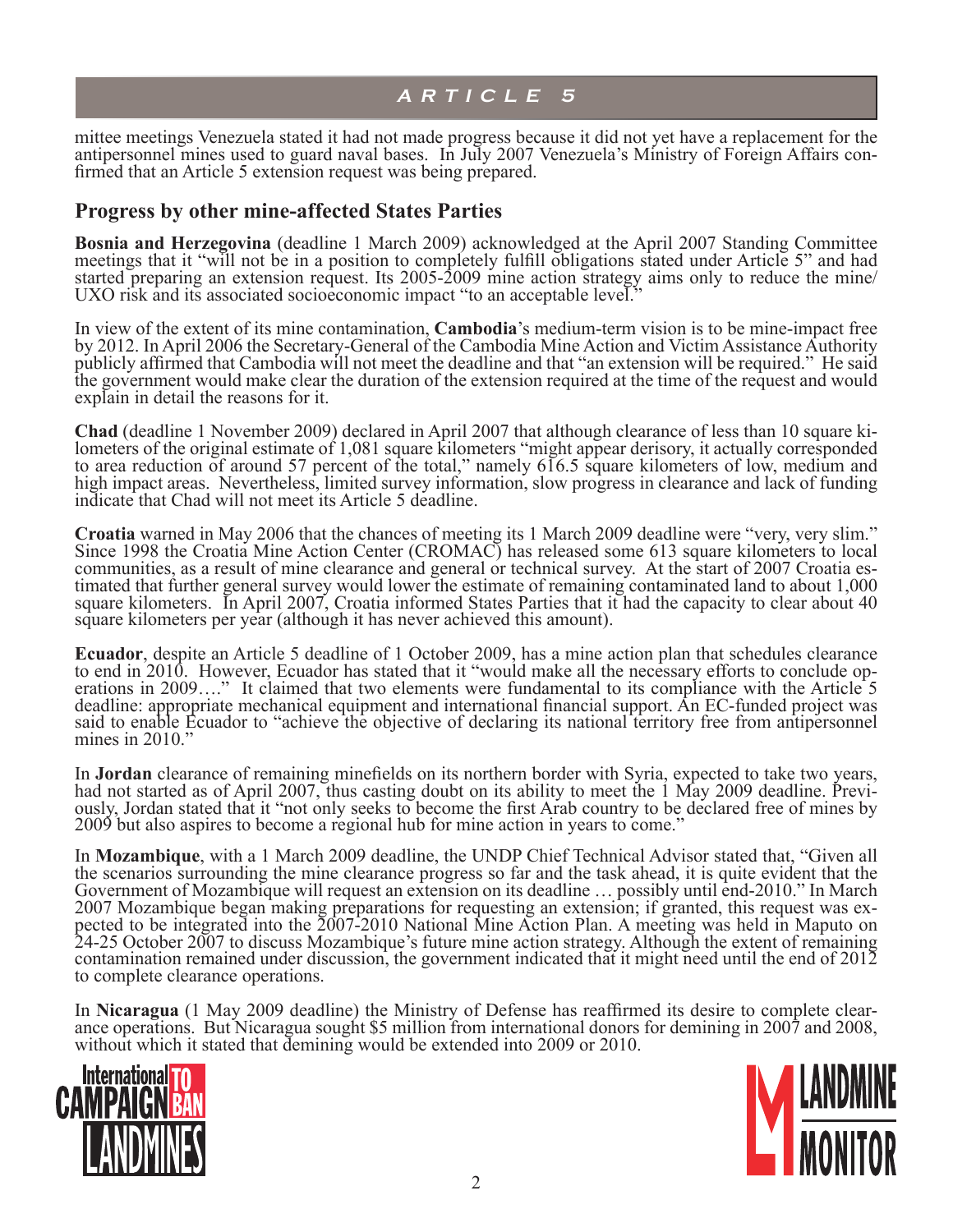mittee meetings Venezuela stated it had not made progress because it did not yet have a replacement for the antipersonnel mines used to guard naval bases. In July 2007 Venezuela's Ministry of Foreign Affairs confirmed that an Article 5 extension request was being prepared.

## Progress by other mine-affected States Parties

**Bosnia and Herzegovina** (deadline 1 March 2009) acknowledged at the April 2007 Standing Committee meetings that it "will not be in a position to completely fulfill obligations stated under Article 5" and had started preparing an extension request. Its 2005-2009 mine action strategy aims only to reduce the mine/UXO risk and its associated socioeconomic impact "to an acceptable level."

In view of the extent of its mine contamination, **Cambodia**'s medium-term vision is to be mine-impact free by 2012. In April 2006 the Secretary-General of the Cambodia Mine Action and Victim Assistance Authority publicly affirmed that Cambodia will not meet the deadline and that "an extension will be required." He said the government would make clear the duration of the extension required at the time of the request and would explain in detail the reasons for it.

**Chad** (deadline 1 November 2009) declared in April 2007 that although clearance of less than 10 square kilometers of the original estimate of 1,081 square kilometers "might appear derisory, it actually corresponded to area reduction of around 57 percent of the total," namely 616.5 square kilometers of low, medium and high impact areas. Nevertheless, limited survey information, slow progress in clearance and lack of funding indicate that Chad will not meet its Article 5 deadline.

**Croatia** warned in May 2006 that the chances of meeting its 1 March 2009 deadline were "very, very slim." Since 1998 the Croatia Mine Action Center (CROMAC) has released some 613 square kilometers to local communities, as a result of mine clearance and general or technical survey. At the start of 2007 Croatia estimated that further general survey would lower the estimate of remaining contaminated land to about 1,000 square kilometers. In April 2007, Croatia informed States Parties that it had the capacity to clear about 40 square kilometers per year (although it has never achieved this amount).

**Ecuador**, despite an Article 5 deadline of 1 October 2009, has a mine action plan that schedules clearance to end in 2010. However, Ecuador has stated that it "would make all the necessary efforts to conclude operations in 2009…." It claimed that two elements were fundamental to its compliance with the Article 5 deadline: appropriate mechanical equipment and international financial support. An EC-funded project was said to enable Ecuador to "achieve the objective of declaring its national territory free from antipersonnel mines in 2010."

In **Jordan** clearance of remaining minefields on its northern border with Syria, expected to take two years, had not started as of April 2007, thus casting doubt on its ability to meet the 1 May 2009 deadline. Previously, Jordan stated that it "not only seeks to become the first Arab country to be declared free of mines by 2009 but also aspires to become a regional hub for mine action in years to come."

In **Mozambique**, with a 1 March 2009 deadline, the UNDP Chief Technical Advisor stated that, "Given all the scenarios surrounding the mine clearance progress so far and the task ahead, it is quite evident that the Government of Mozambique will request an extension on its deadline … possibly until end-2010." In March 2007 Mozambique began making preparations for requesting an extension; if granted, this request was expected to be integrated into the 2007-2010 National Mine Action Plan. A meeting was held in Maputo on 24-25 October 2007 to discuss Mozambique's future mine action strategy. Although the extent of remaining contamination remained under discussion, the government indicated that it might need until the end of 2012 to complete clearance operations.

In **Nicaragua** (1 May 2009 deadline) the Ministry of Defense has reaffirmed its desire to complete clearance operations. But Nicaragua sought $5 million from international donors for demining in 2007 and 2008, without which it stated that demining would be extended into 2009 or 2010.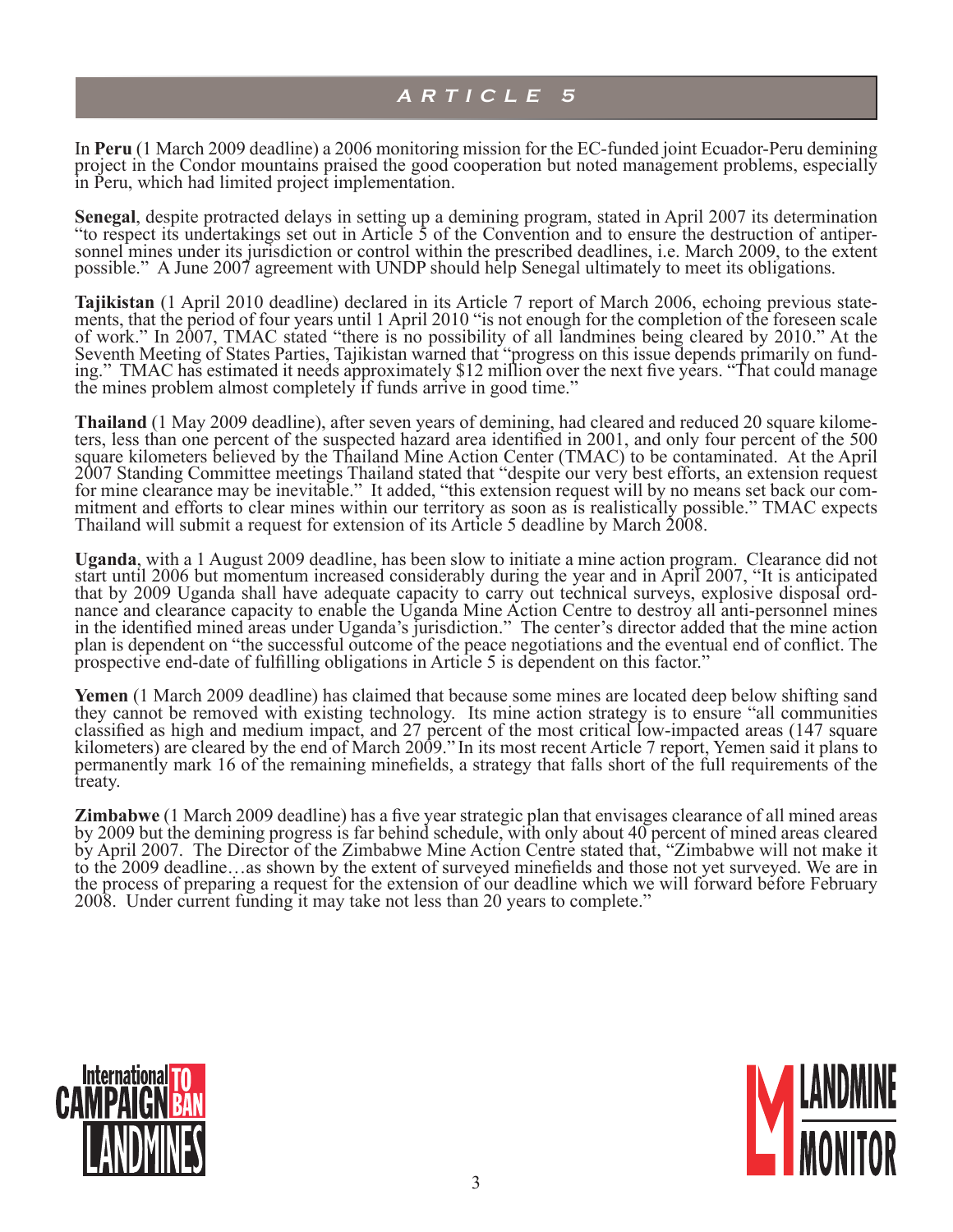## ARTICLE 5

In **Peru** (1 March 2009 deadline) a 2006 monitoring mission for the EC-funded joint Ecuador-Peru demining project in the Condor mountains praised the good cooperation but noted management problems, especially in Peru, which had limited project implementation.

**Senegal**, despite protracted delays in setting up a demining program, stated in April 2007 its determination "to respect its undertakings set out in Article 5 of the Convention and to ensure the destruction of antipersonnel mines under its jurisdiction or control within the prescribed deadlines, i.e. March 2009, to the extent possible." A June 2007 agreement with UNDP should help Senegal ultimately to meet its obligations.

**Tajikistan** (1 April 2010 deadline) declared in its Article 7 report of March 2006, echoing previous statements, that the period of four years until 1 April 2010 "is not enough for the completion of the foreseen scale of work." In 2007, TMAC stated "there is no possibility of all landmines being cleared by 2010." At the Seventh Meeting of States Parties, Tajikistan warned that "progress on this issue depends primarily on funding." TMAC has estimated it needs approximately $12 million over the next five years. "That could manage the mines problem almost completely if funds arrive in good time."

**Thailand** (1 May 2009 deadline), after seven years of demining, had cleared and reduced 20 square kilometers, less than one percent of the suspected hazard area identified in 2001, and only four percent of the 500 square kilometers believed by the Thailand Mine Action Center (TMAC) to be contaminated. At the April 2007 Standing Committee meetings Thailand stated that "despite our very best efforts, an extension request for mine clearance may be inevitable." It added, "this extension request will by no means set back our commitment and efforts to clear mines within our territory as soon as is realistically possible." TMAC expects Thailand will submit a request for extension of its Article 5 deadline by March 2008.

**Uganda**, with a 1 August 2009 deadline, has been slow to initiate a mine action program. Clearance did not start until 2006 but momentum increased considerably during the year and in April 2007, "It is anticipated that by 2009 Uganda shall have adequate capacity to carry out technical surveys, explosive disposal ordnance and clearance capacity to enable the Uganda Mine Action Centre to destroy all anti-personnel mines in the identified mined areas under Uganda's jurisdiction." The center's director added that the mine action plan is dependent on "the successful outcome of the peace negotiations and the eventual end of conflict. The prospective end-date of fulfilling obligations in Article 5 is dependent on this factor."

**Yemen** (1 March 2009 deadline) has claimed that because some mines are located deep below shifting sand they cannot be removed with existing technology. Its mine action strategy is to ensure "all communities classified as high and medium impact, and 27 percent of the most critical low-impacted areas (147 square kilometers) are cleared by the end of March 2009." In its most recent Article 7 report, Yemen said it plans to permanently mark 16 of the remaining minefields, a strategy that falls short of the full requirements of the treaty.

**Zimbabwe** (1 March 2009 deadline) has a five year strategic plan that envisages clearance of all mined areas by 2009 but the demining progress is far behind schedule, with only about 40 percent of mined areas cleared by April 2007. The Director of the Zimbabwe Mine Action Centre stated that, "Zimbabwe will not make it to the 2009 deadline…as shown by the extent of surveyed minefields and those not yet surveyed. We are in the process of preparing a request for the extension of our deadline which we will forward before February 2008. Under current funding it may take not less than 20 years to complete."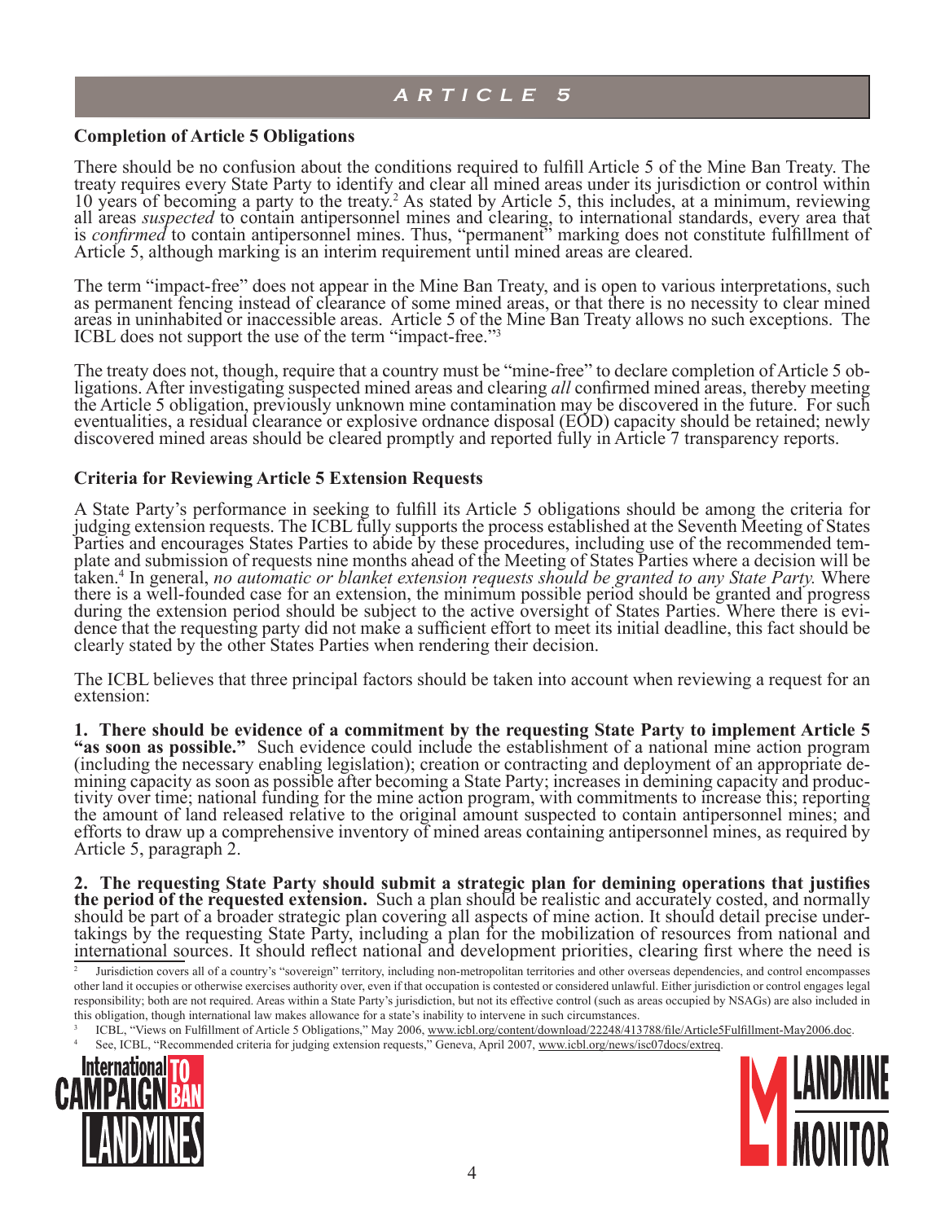## ARTICLE 5

### Completion of Article 5 Obligations

There should be no confusion about the conditions required to fulfill Article 5 of the Mine Ban Treaty. The treaty requires every State Party to identify and clear all mined areas under its jurisdiction or control within 10 years of becoming a party to the treaty.[2] As stated by Article 5, this includes, at a minimum, reviewing all areas *suspected* to contain antipersonnel mines and clearing, to international standards, every area that is *confirmed* to contain antipersonnel mines. Thus, "permanent" marking does not constitute fulfillment of Article 5, although marking is an interim requirement until mined areas are cleared.

The term "impact-free" does not appear in the Mine Ban Treaty, and is open to various interpretations, such as permanent fencing instead of clearance of some mined areas, or that there is no necessity to clear mined areas in uninhabited or inaccessible areas. Article 5 of the Mine Ban Treaty allows no such exceptions. The ICBL does not support the use of the term "impact-free."[3]

The treaty does not, though, require that a country must be "mine-free" to declare completion of Article 5 obligations. After investigating suspected mined areas and clearing *all* confirmed mined areas, thereby meeting the Article 5 obligation, previously unknown mine contamination may be discovered in the future. For such eventualities, a residual clearance or explosive ordnance disposal (EOD) capacity should be retained; newly discovered mined areas should be cleared promptly and reported fully in Article 7 transparency reports.

### Criteria for Reviewing Article 5 Extension Requests

A State Party's performance in seeking to fulfill its Article 5 obligations should be among the criteria for judging extension requests. The ICBL fully supports the process established at the Seventh Meeting of States Parties and encourages States Parties to abide by these procedures, including use of the recommended template and submission of requests nine months ahead of the Meeting of States Parties where a decision will be taken.[4] In general, *no automatic or blanket extension requests should be granted to any State Party.* Where there is a well-founded case for an extension, the minimum possible period should be granted and progress during the extension period should be subject to the active oversight of States Parties. Where there is evidence that the requesting party did not make a sufficient effort to meet its initial deadline, this fact should be clearly stated by the other States Parties when rendering their decision.

The ICBL believes that three principal factors should be taken into account when reviewing a request for an extension:

**1. There should be evidence of a commitment by the requesting State Party to implement Article 5 "as soon as possible."** Such evidence could include the establishment of a national mine action program (including the necessary enabling legislation); creation or contracting and deployment of an appropriate demining capacity as soon as possible after becoming a State Party; increases in demining capacity and productivity over time; national funding for the mine action program, with commitments to increase this; reporting the amount of land released relative to the original amount suspected to contain antipersonnel mines; and efforts to draw up a comprehensive inventory of mined areas containing antipersonnel mines, as required by Article 5, paragraph 2.

**2. The requesting State Party should submit a strategic plan for demining operations that justifies the period of the requested extension.** Such a plan should be realistic and accurately costed, and normally should be part of a broader strategic plan covering all aspects of mine action. It should detail precise undertakings by the requesting State Party, including a plan for the mobilization of resources from national and international sources. It should reflect national and development priorities, clearing first where the need is

---

[2] Jurisdiction covers all of a country's "sovereign" territory, including non-metropolitan territories and other overseas dependencies, and control encompasses other land it occupies or otherwise exercises authority over, even if that occupation is contested or considered unlawful. Either jurisdiction or control engages legal responsibility; both are not required. Areas within a State Party's jurisdiction, but not its effective control (such as areas occupied by NSAGs) are also included in this obligation, though international law makes allowance for a state's inability to intervene in such circumstances.

[3] ICBL, "Views on Fulfillment of Article 5 Obligations," May 2006, www.icbl.org/content/download/22248/413788/file/Article5Fulfillment-May2006.doc.

[4] See, ICBL, "Recommended criteria for judging extension requests," Geneva, April 2007, www.icbl.org/news/isc07docs/extreq.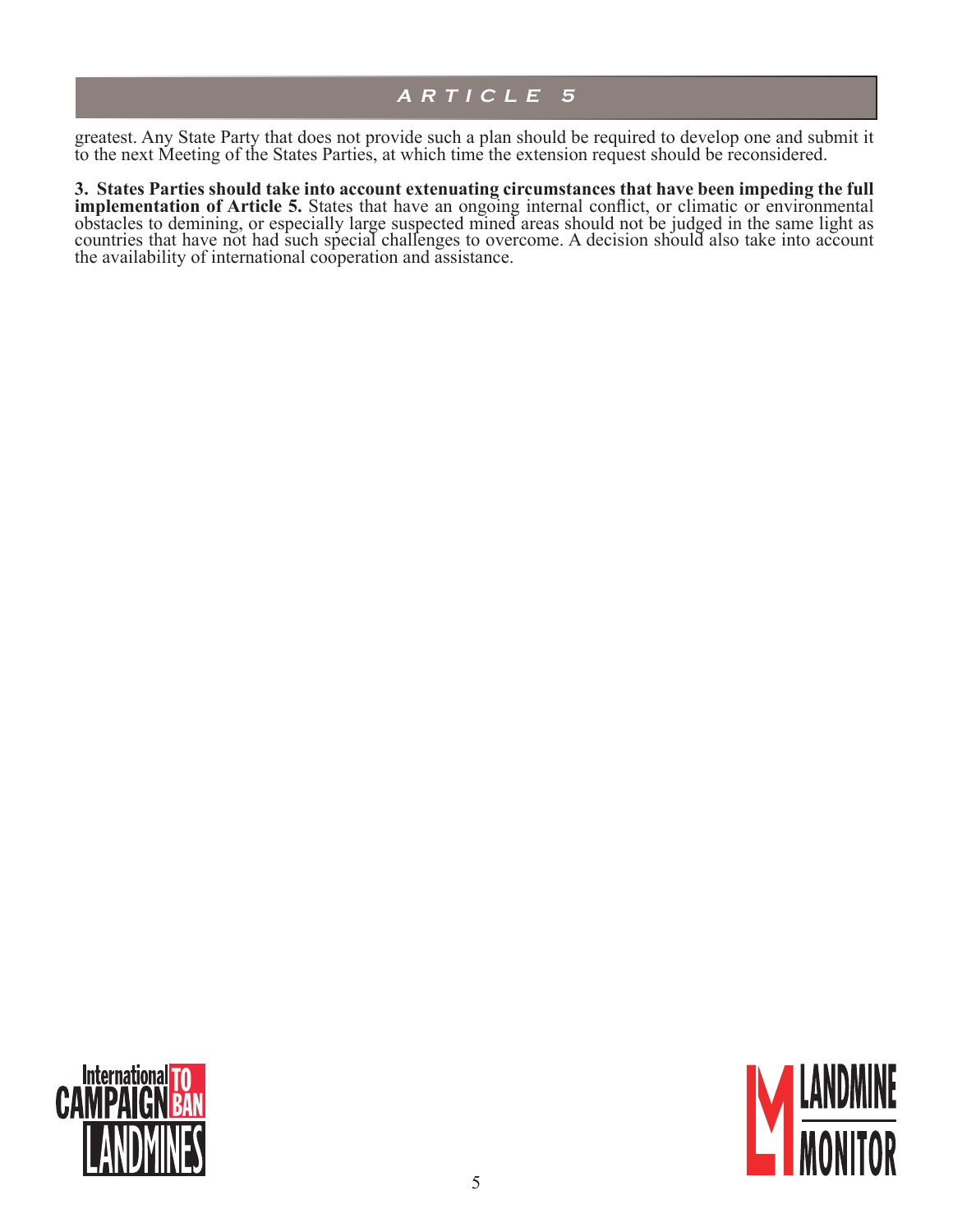greatest. Any State Party that does not provide such a plan should be required to develop one and submit it to the next Meeting of the States Parties, at which time the extension request should be reconsidered.

**3. States Parties should take into account extenuating circumstances that have been impeding the full implementation of Article 5.** States that have an ongoing internal conflict, or climatic or environmental obstacles to demining, or especially large suspected mined areas should not be judged in the same light as countries that have not had such special challenges to overcome. A decision should also take into account the availability of international cooperation and assistance.